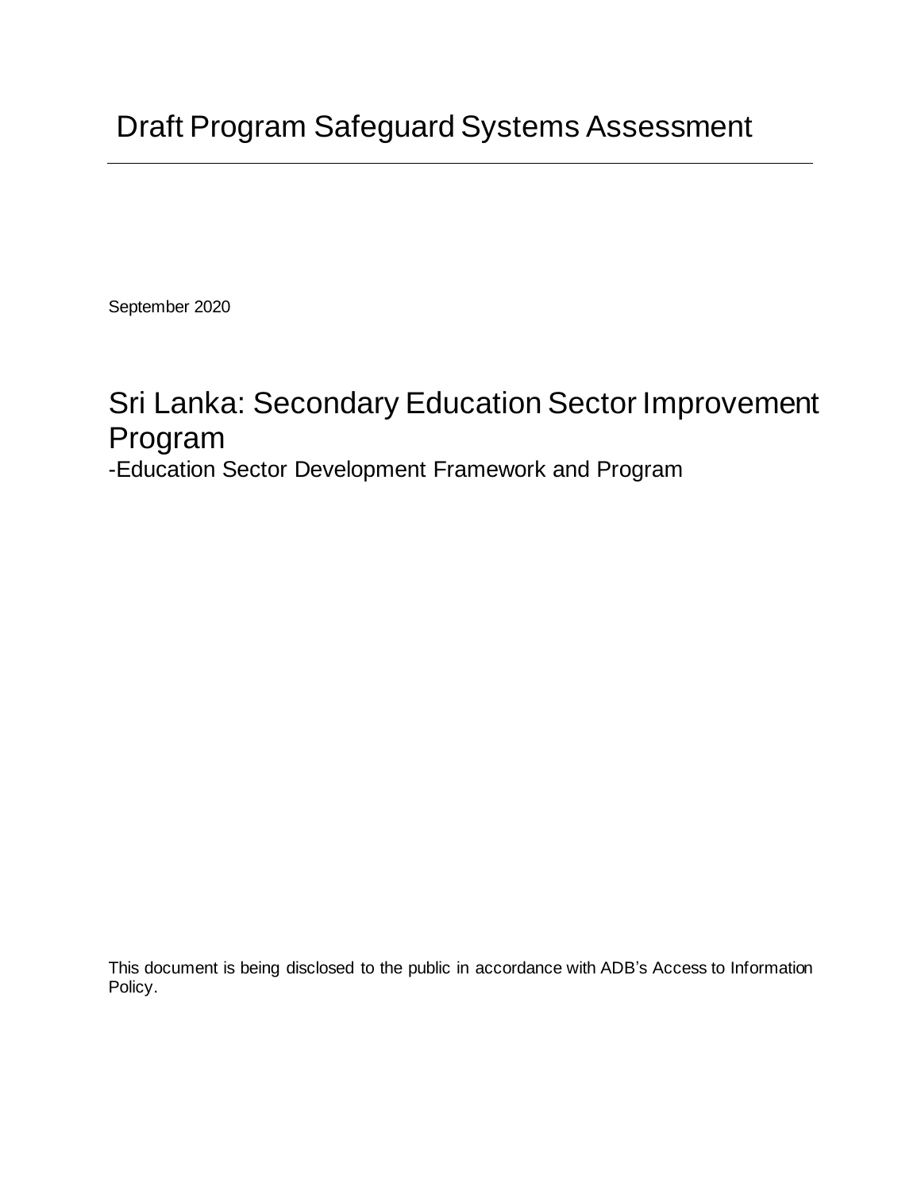# Draft Program Safeguard Systems Assessment

September 2020

## Sri Lanka: Secondary Education Sector Improvement Program

-Education Sector Development Framework and Program

This document is being disclosed to the public in accordance with ADB's Access to Information Policy.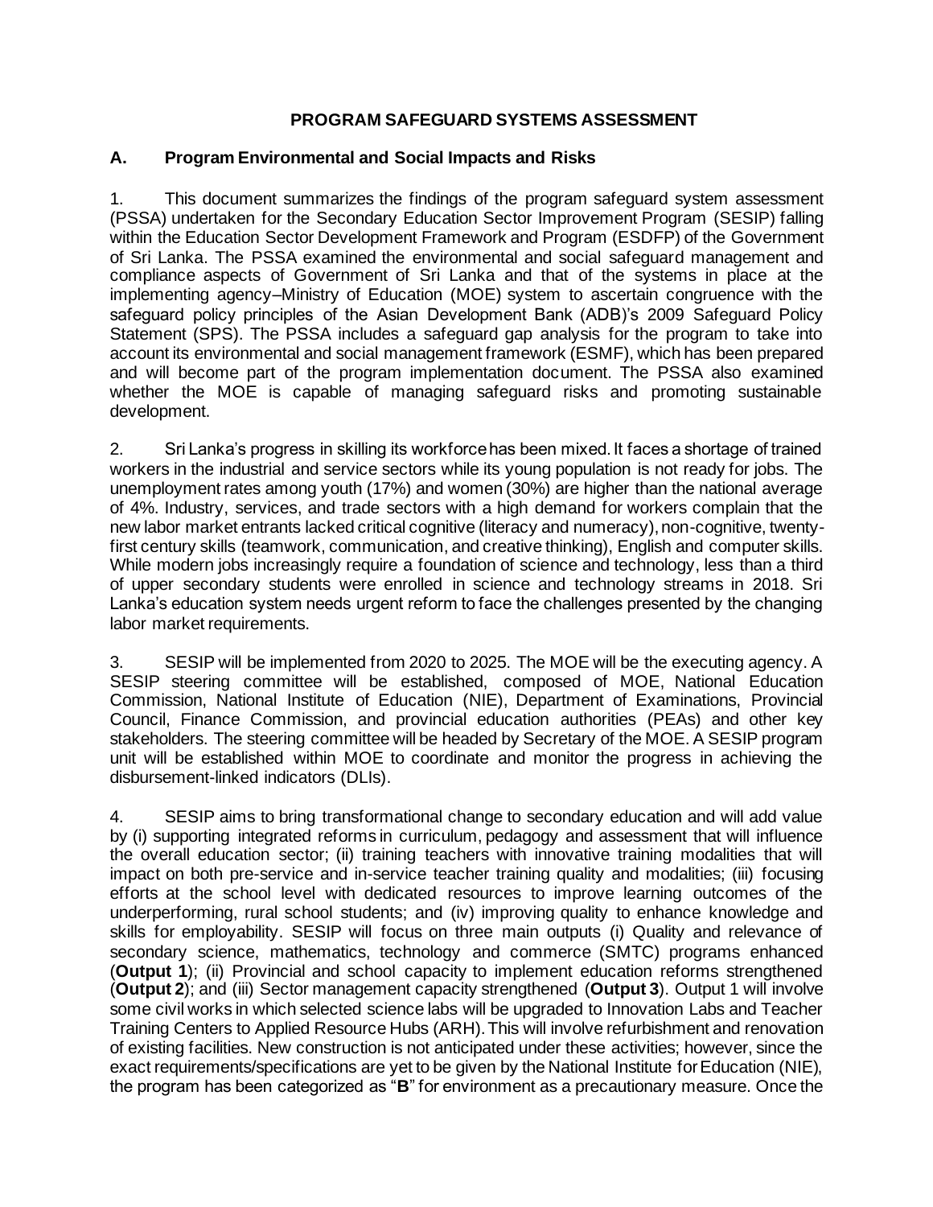# PROGRAM SAFEGUARD SYSTEMS ASSESSMENT

## A. Program Environmental and Social Impacts and Risks

1. This document summarizes the findings of the program safeguard system assessment (PSSA) undertaken for the Secondary Education Sector Improvement Program (SESIP) falling within the Education Sector Development Framework and Program (ESDFP) of the Government of Sri Lanka. The PSSA examined the environmental and social safeguard management and compliance aspects of Government of Sri Lanka and that of the systems in place at the implementing agency–Ministry of Education (MOE) system to ascertain congruence with the safeguard policy principles of the Asian Development Bank (ADB)'s 2009 Safeguard Policy Statement (SPS). The PSSA includes a safeguard gap analysis for the program to take into account its environmental and social management framework (ESMF), which has been prepared and will become part of the program implementation document. The PSSA also examined whether the MOE is capable of managing safeguard risks and promoting sustainable development.

2. Sri Lanka's progress in skilling its workforce has been mixed. It faces a shortage of trained workers in the industrial and service sectors while its young population is not ready for jobs. The unemployment rates among youth (17%) and women (30%) are higher than the national average of 4%. Industry, services, and trade sectors with a high demand for workers complain that the new labor market entrants lacked critical cognitive (literacy and numeracy), non-cognitive, twenty-first century skills (teamwork, communication, and creative thinking), English and computer skills. While modern jobs increasingly require a foundation of science and technology, less than a third of upper secondary students were enrolled in science and technology streams in 2018. Sri Lanka's education system needs urgent reform to face the challenges presented by the changing labor market requirements.

3. SESIP will be implemented from 2020 to 2025. The MOE will be the executing agency. A SESIP steering committee will be established, composed of MOE, National Education Commission, National Institute of Education (NIE), Department of Examinations, Provincial Council, Finance Commission, and provincial education authorities (PEAs) and other key stakeholders. The steering committee will be headed by Secretary of the MOE. A SESIP program unit will be established within MOE to coordinate and monitor the progress in achieving the disbursement-linked indicators (DLIs).

4. SESIP aims to bring transformational change to secondary education and will add value by (i) supporting integrated reforms in curriculum, pedagogy and assessment that will influence the overall education sector; (ii) training teachers with innovative training modalities that will impact on both pre-service and in-service teacher training quality and modalities; (iii) focusing efforts at the school level with dedicated resources to improve learning outcomes of the underperforming, rural school students; and (iv) improving quality to enhance knowledge and skills for employability. SESIP will focus on three main outputs (i) Quality and relevance of secondary science, mathematics, technology and commerce (SMTC) programs enhanced (**Output 1**); (ii) Provincial and school capacity to implement education reforms strengthened (**Output 2**); and (iii) Sector management capacity strengthened (**Output 3**). Output 1 will involve some civil works in which selected science labs will be upgraded to Innovation Labs and Teacher Training Centers to Applied Resource Hubs (ARH). This will involve refurbishment and renovation of existing facilities. New construction is not anticipated under these activities; however, since the exact requirements/specifications are yet to be given by the National Institute for Education (NIE), the program has been categorized as "**B**" for environment as a precautionary measure. Once the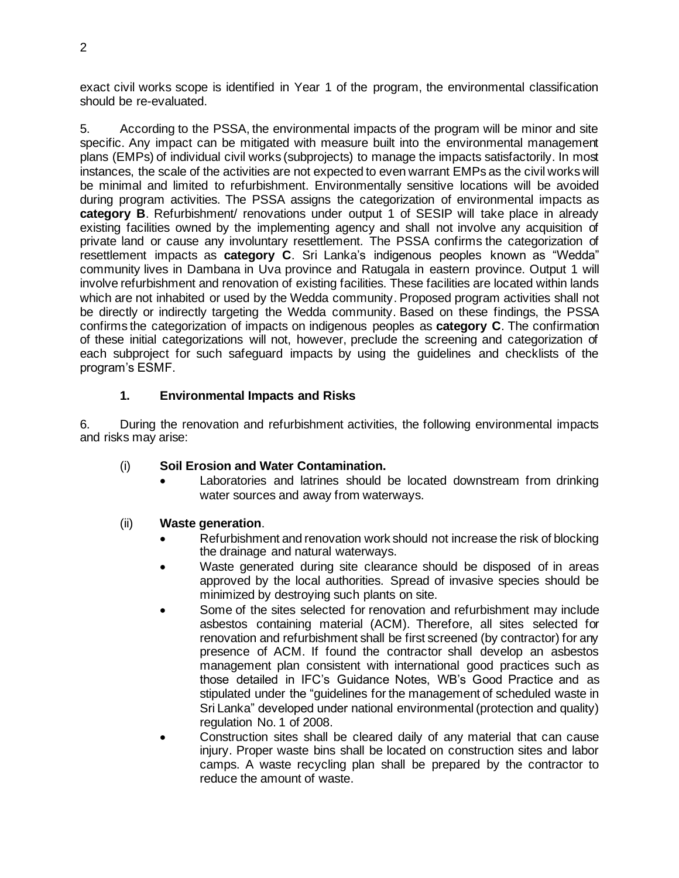exact civil works scope is identified in Year 1 of the program, the environmental classification should be re-evaluated.

5. According to the PSSA, the environmental impacts of the program will be minor and site specific. Any impact can be mitigated with measure built into the environmental management plans (EMPs) of individual civil works (subprojects) to manage the impacts satisfactorily. In most instances, the scale of the activities are not expected to even warrant EMPs as the civil works will be minimal and limited to refurbishment. Environmentally sensitive locations will be avoided during program activities. The PSSA assigns the categorization of environmental impacts as **category B**. Refurbishment/ renovations under output 1 of SESIP will take place in already existing facilities owned by the implementing agency and shall not involve any acquisition of private land or cause any involuntary resettlement. The PSSA confirms the categorization of resettlement impacts as **category C**. Sri Lanka's indigenous peoples known as "Wedda" community lives in Dambana in Uva province and Ratugala in eastern province. Output 1 will involve refurbishment and renovation of existing facilities. These facilities are located within lands which are not inhabited or used by the Wedda community. Proposed program activities shall not be directly or indirectly targeting the Wedda community. Based on these findings, the PSSA confirms the categorization of impacts on indigenous peoples as **category C**. The confirmation of these initial categorizations will not, however, preclude the screening and categorization of each subproject for such safeguard impacts by using the guidelines and checklists of the program's ESMF.

### 1. Environmental Impacts and Risks

6. During the renovation and refurbishment activities, the following environmental impacts and risks may arise:

(i) **Soil Erosion and Water Contamination.**

- Laboratories and latrines should be located downstream from drinking water sources and away from waterways.

(ii) **Waste generation**.

- Refurbishment and renovation work should not increase the risk of blocking the drainage and natural waterways.
- Waste generated during site clearance should be disposed of in areas approved by the local authorities. Spread of invasive species should be minimized by destroying such plants on site.
- Some of the sites selected for renovation and refurbishment may include asbestos containing material (ACM). Therefore, all sites selected for renovation and refurbishment shall be first screened (by contractor) for any presence of ACM. If found the contractor shall develop an asbestos management plan consistent with international good practices such as those detailed in IFC's Guidance Notes, WB's Good Practice and as stipulated under the "guidelines for the management of scheduled waste in Sri Lanka" developed under national environmental (protection and quality) regulation No. 1 of 2008.
- Construction sites shall be cleared daily of any material that can cause injury. Proper waste bins shall be located on construction sites and labor camps. A waste recycling plan shall be prepared by the contractor to reduce the amount of waste.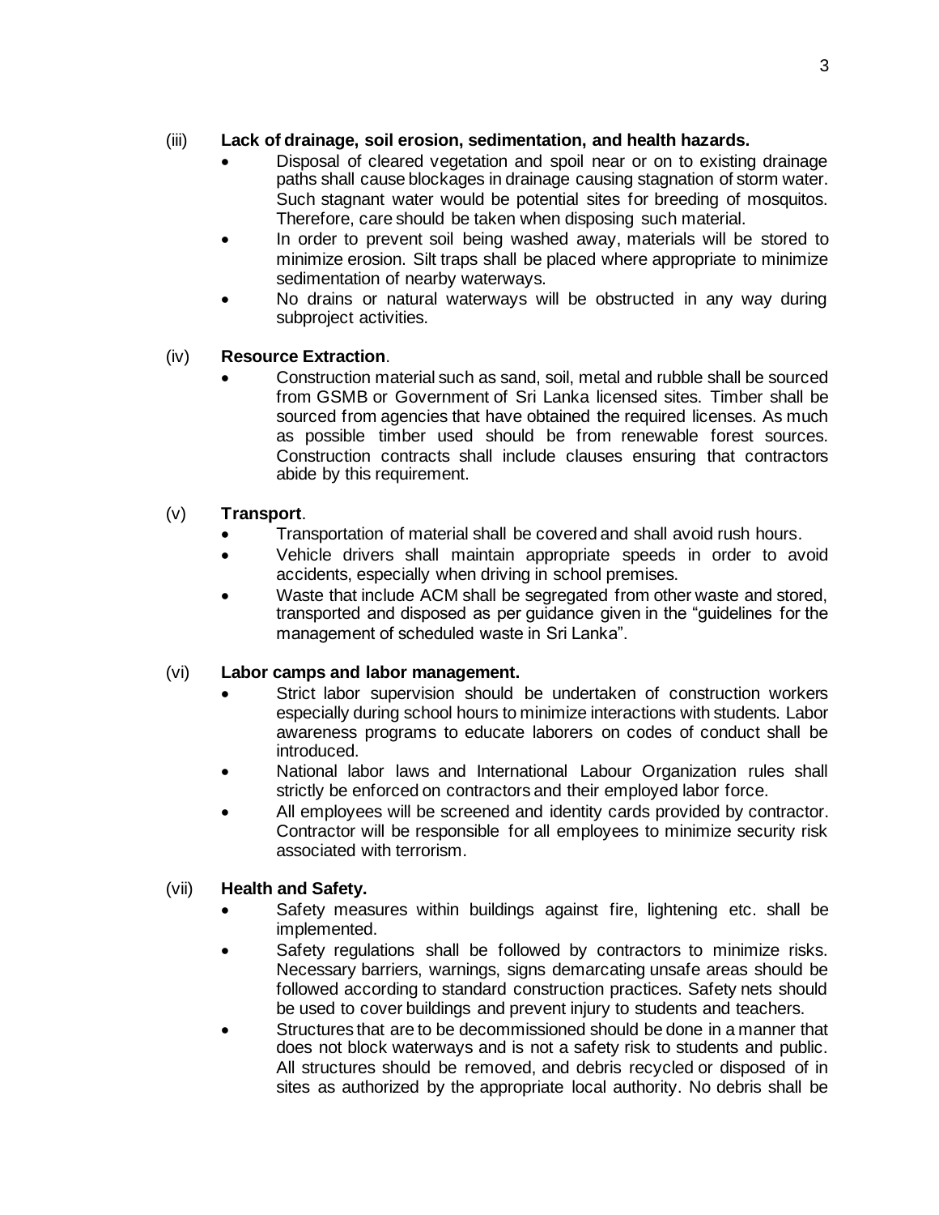(iii) **Lack of drainage, soil erosion, sedimentation, and health hazards.**

- Disposal of cleared vegetation and spoil near or on to existing drainage paths shall cause blockages in drainage causing stagnation of storm water. Such stagnant water would be potential sites for breeding of mosquitos. Therefore, care should be taken when disposing such material.
- In order to prevent soil being washed away, materials will be stored to minimize erosion. Silt traps shall be placed where appropriate to minimize sedimentation of nearby waterways.
- No drains or natural waterways will be obstructed in any way during subproject activities.

(iv) **Resource Extraction**.

- Construction material such as sand, soil, metal and rubble shall be sourced from GSMB or Government of Sri Lanka licensed sites. Timber shall be sourced from agencies that have obtained the required licenses. As much as possible timber used should be from renewable forest sources. Construction contracts shall include clauses ensuring that contractors abide by this requirement.

(v) **Transport**.

- Transportation of material shall be covered and shall avoid rush hours.
- Vehicle drivers shall maintain appropriate speeds in order to avoid accidents, especially when driving in school premises.
- Waste that include ACM shall be segregated from other waste and stored, transported and disposed as per guidance given in the "guidelines for the management of scheduled waste in Sri Lanka".

(vi) **Labor camps and labor management.**

- Strict labor supervision should be undertaken of construction workers especially during school hours to minimize interactions with students. Labor awareness programs to educate laborers on codes of conduct shall be introduced.
- National labor laws and International Labour Organization rules shall strictly be enforced on contractors and their employed labor force.
- All employees will be screened and identity cards provided by contractor. Contractor will be responsible for all employees to minimize security risk associated with terrorism.

(vii) **Health and Safety.**

- Safety measures within buildings against fire, lightening etc. shall be implemented.
- Safety regulations shall be followed by contractors to minimize risks. Necessary barriers, warnings, signs demarcating unsafe areas should be followed according to standard construction practices. Safety nets should be used to cover buildings and prevent injury to students and teachers.
- Structures that are to be decommissioned should be done in a manner that does not block waterways and is not a safety risk to students and public. All structures should be removed, and debris recycled or disposed of in sites as authorized by the appropriate local authority. No debris shall be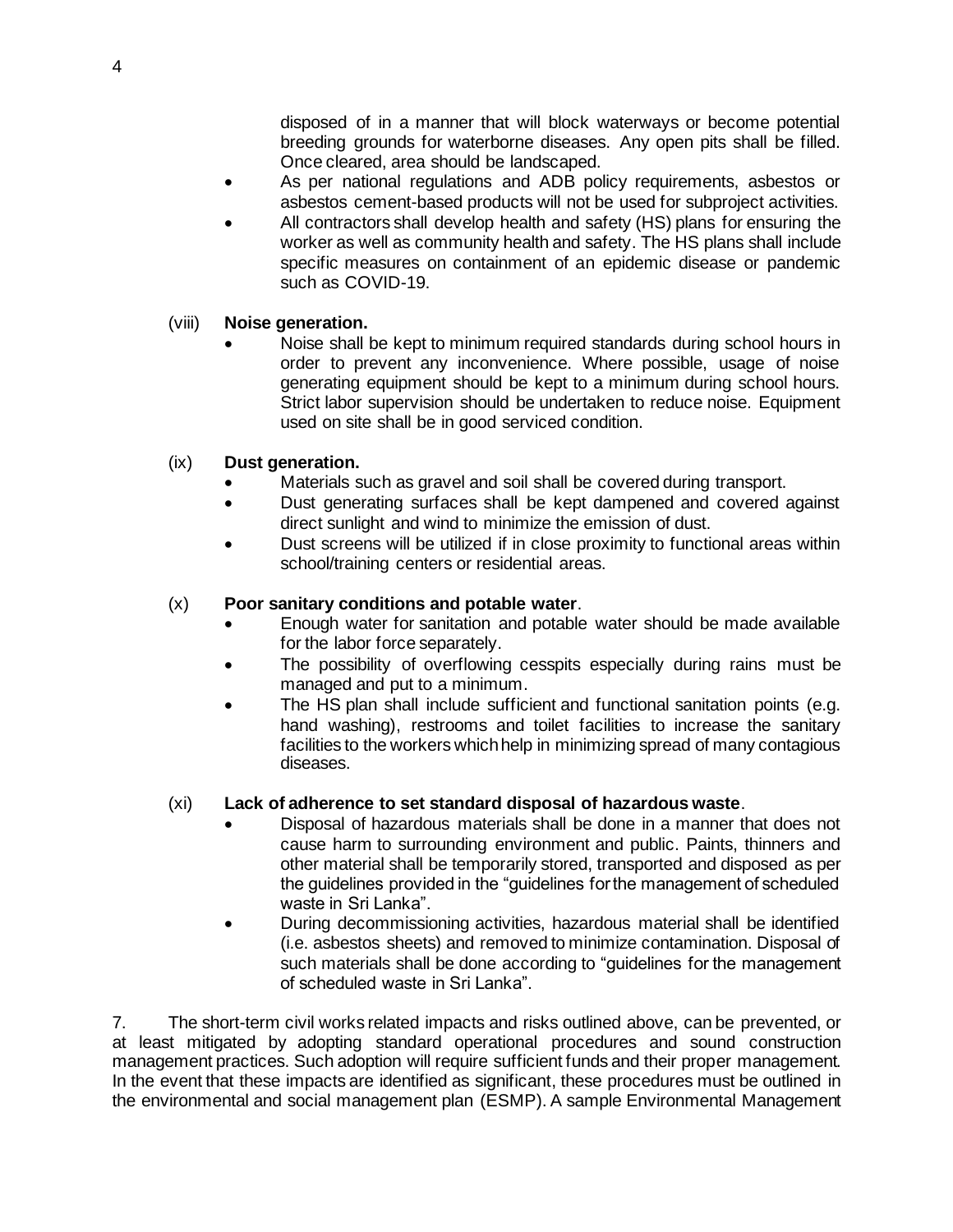disposed of in a manner that will block waterways or become potential breeding grounds for waterborne diseases. Any open pits shall be filled. Once cleared, area should be landscaped.

- As per national regulations and ADB policy requirements, asbestos or asbestos cement-based products will not be used for subproject activities.
- All contractors shall develop health and safety (HS) plans for ensuring the worker as well as community health and safety. The HS plans shall include specific measures on containment of an epidemic disease or pandemic such as COVID-19.

(viii) **Noise generation.**

- Noise shall be kept to minimum required standards during school hours in order to prevent any inconvenience. Where possible, usage of noise generating equipment should be kept to a minimum during school hours. Strict labor supervision should be undertaken to reduce noise. Equipment used on site shall be in good serviced condition.

(ix) **Dust generation.**

- Materials such as gravel and soil shall be covered during transport.
- Dust generating surfaces shall be kept dampened and covered against direct sunlight and wind to minimize the emission of dust.
- Dust screens will be utilized if in close proximity to functional areas within school/training centers or residential areas.

(x) **Poor sanitary conditions and potable water**.

- Enough water for sanitation and potable water should be made available for the labor force separately.
- The possibility of overflowing cesspits especially during rains must be managed and put to a minimum.
- The HS plan shall include sufficient and functional sanitation points (e.g. hand washing), restrooms and toilet facilities to increase the sanitary facilities to the workers which help in minimizing spread of many contagious diseases.

(xi) **Lack of adherence to set standard disposal of hazardous waste**.

- Disposal of hazardous materials shall be done in a manner that does not cause harm to surrounding environment and public. Paints, thinners and other material shall be temporarily stored, transported and disposed as per the guidelines provided in the "guidelines for the management of scheduled waste in Sri Lanka".
- During decommissioning activities, hazardous material shall be identified (i.e. asbestos sheets) and removed to minimize contamination. Disposal of such materials shall be done according to "guidelines for the management of scheduled waste in Sri Lanka".

7. The short-term civil works related impacts and risks outlined above, can be prevented, or at least mitigated by adopting standard operational procedures and sound construction management practices. Such adoption will require sufficient funds and their proper management. In the event that these impacts are identified as significant, these procedures must be outlined in the environmental and social management plan (ESMP). A sample Environmental Management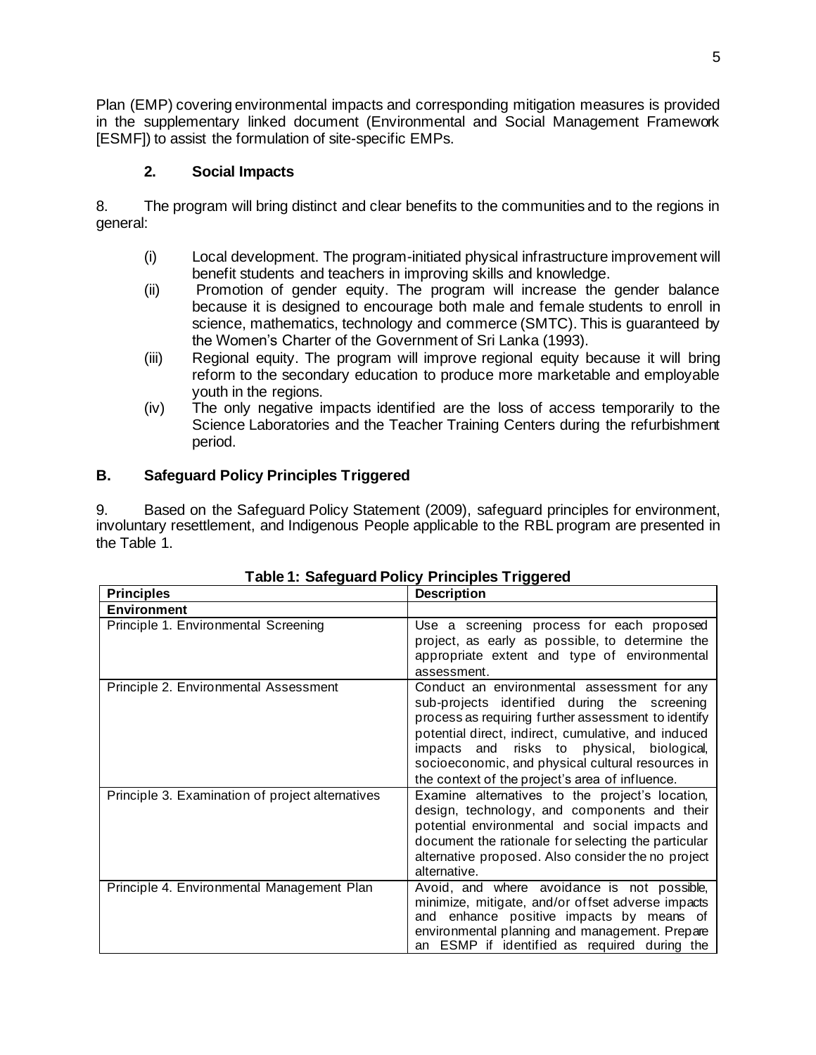Plan (EMP) covering environmental impacts and corresponding mitigation measures is provided in the supplementary linked document (Environmental and Social Management Framework [ESMF]) to assist the formulation of site-specific EMPs.

### 2. Social Impacts

8. The program will bring distinct and clear benefits to the communities and to the regions in general:

(i) Local development. The program-initiated physical infrastructure improvement will benefit students and teachers in improving skills and knowledge.

(ii) Promotion of gender equity. The program will increase the gender balance because it is designed to encourage both male and female students to enroll in science, mathematics, technology and commerce (SMTC). This is guaranteed by the Women's Charter of the Government of Sri Lanka (1993).

(iii) Regional equity. The program will improve regional equity because it will bring reform to the secondary education to produce more marketable and employable youth in the regions.

(iv) The only negative impacts identified are the loss of access temporarily to the Science Laboratories and the Teacher Training Centers during the refurbishment period.

## B. Safeguard Policy Principles Triggered

9. Based on the Safeguard Policy Statement (2009), safeguard principles for environment, involuntary resettlement, and Indigenous People applicable to the RBL program are presented in the Table 1.

**Table 1: Safeguard Policy Principles Triggered**

| Principles | Description |
|---|---|
| **Environment** | |
| Principle 1. Environmental Screening | Use a screening process for each proposed project, as early as possible, to determine the appropriate extent and type of environmental assessment. |
| Principle 2. Environmental Assessment | Conduct an environmental assessment for any sub-projects identified during the screening process as requiring further assessment to identify potential direct, indirect, cumulative, and induced impacts and risks to physical, biological, socioeconomic, and physical cultural resources in the context of the project's area of influence. |
| Principle 3. Examination of project alternatives | Examine alternatives to the project's location, design, technology, and components and their potential environmental and social impacts and document the rationale for selecting the particular alternative proposed. Also consider the no project alternative. |
| Principle 4. Environmental Management Plan | Avoid, and where avoidance is not possible, minimize, mitigate, and/or offset adverse impacts and enhance positive impacts by means of environmental planning and management. Prepare an ESMP if identified as required during the |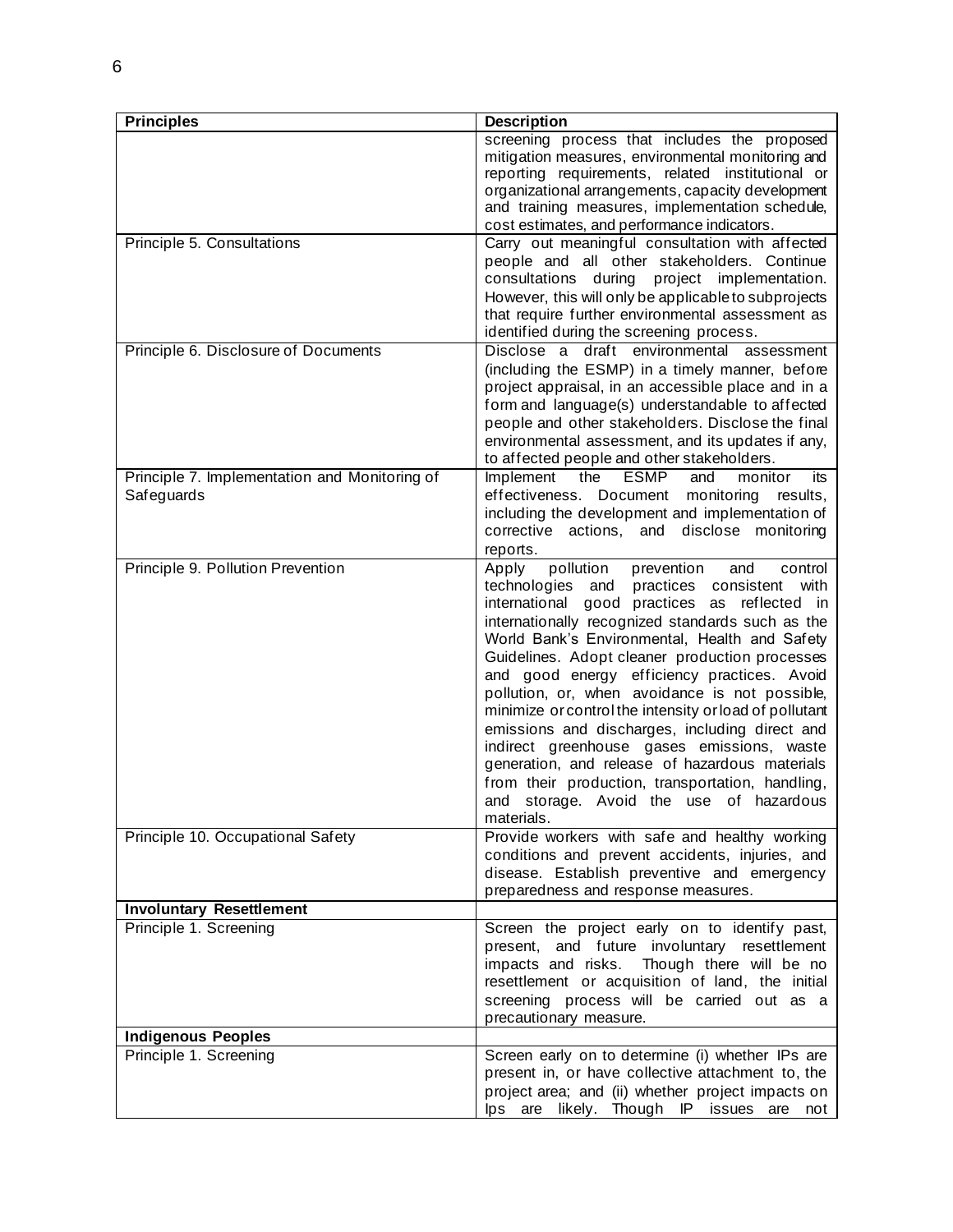| Principles | Description |
|---|---|
| | screening process that includes the proposed mitigation measures, environmental monitoring and reporting requirements, related institutional or organizational arrangements, capacity development and training measures, implementation schedule, cost estimates, and performance indicators. |
| Principle 5. Consultations | Carry out meaningful consultation with affected people and all other stakeholders. Continue consultations during project implementation. However, this will only be applicable to subprojects that require further environmental assessment as identified during the screening process. |
| Principle 6. Disclosure of Documents | Disclose a draft environmental assessment (including the ESMP) in a timely manner, before project appraisal, in an accessible place and in a form and language(s) understandable to affected people and other stakeholders. Disclose the final environmental assessment, and its updates if any, to affected people and other stakeholders. |
| Principle 7. Implementation and Monitoring of Safeguards | Implement the ESMP and monitor its effectiveness. Document monitoring results, including the development and implementation of corrective actions, and disclose monitoring reports. |
| Principle 9. Pollution Prevention | Apply pollution prevention and control technologies and practices consistent with international good practices as reflected in internationally recognized standards such as the World Bank's Environmental, Health and Safety Guidelines. Adopt cleaner production processes and good energy efficiency practices. Avoid pollution, or, when avoidance is not possible, minimize or control the intensity or load of pollutant emissions and discharges, including direct and indirect greenhouse gases emissions, waste generation, and release of hazardous materials from their production, transportation, handling, and storage. Avoid the use of hazardous materials. |
| Principle 10. Occupational Safety | Provide workers with safe and healthy working conditions and prevent accidents, injuries, and disease. Establish preventive and emergency preparedness and response measures. |
| **Involuntary Resettlement** | |
| Principle 1. Screening | Screen the project early on to identify past, present, and future involuntary resettlement impacts and risks. Though there will be no resettlement or acquisition of land, the initial screening process will be carried out as a precautionary measure. |
| **Indigenous Peoples** | |
| Principle 1. Screening | Screen early on to determine (i) whether IPs are present in, or have collective attachment to, the project area; and (ii) whether project impacts on Ips are likely. Though IP issues are not |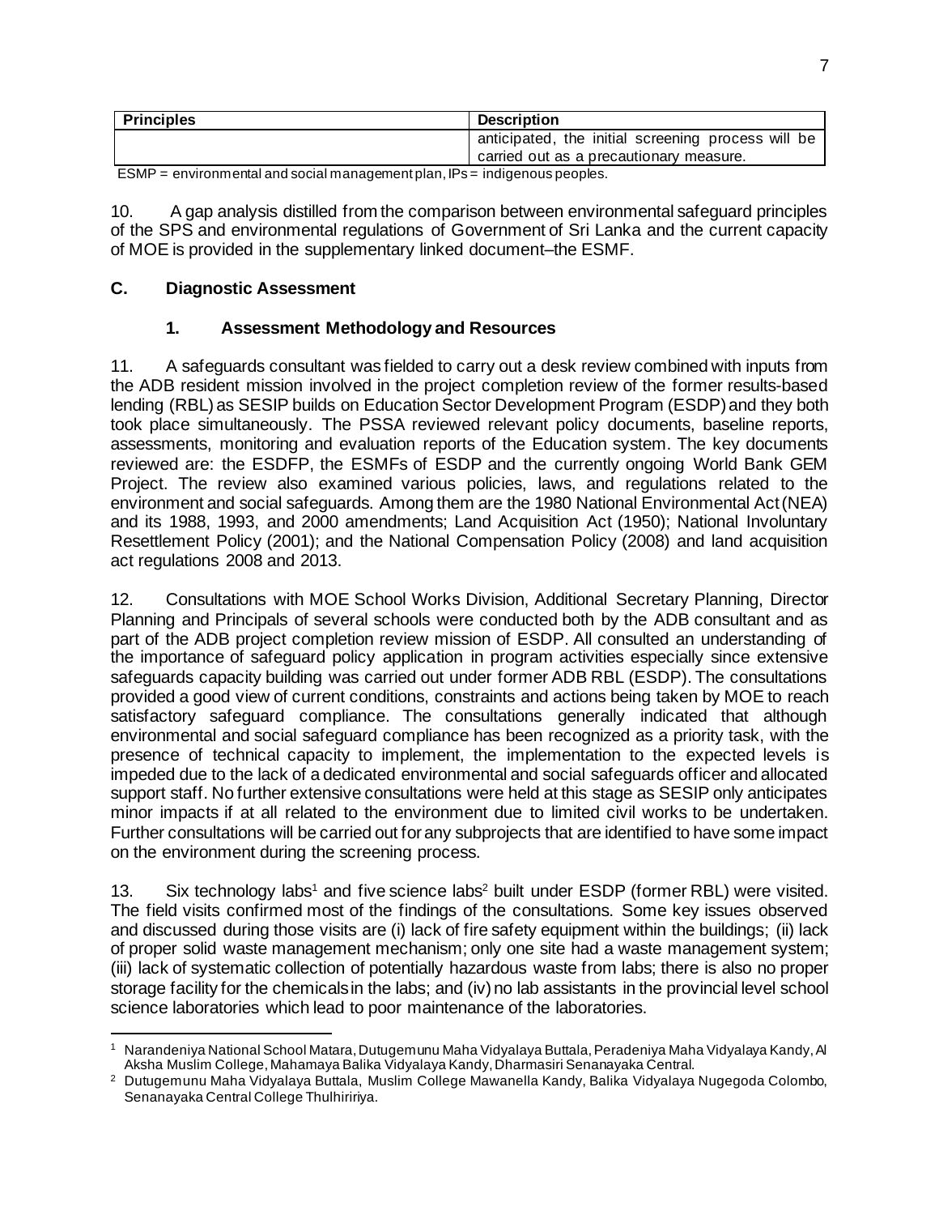| Principles | Description |
| --- | --- |
| | anticipated, the initial screening process will be carried out as a precautionary measure. |

ESMP = environmental and social management plan, IPs = indigenous peoples.

10. A gap analysis distilled from the comparison between environmental safeguard principles of the SPS and environmental regulations of Government of Sri Lanka and the current capacity of MOE is provided in the supplementary linked document–the ESMF.

## C. Diagnostic Assessment

### 1. Assessment Methodology and Resources

11. A safeguards consultant was fielded to carry out a desk review combined with inputs from the ADB resident mission involved in the project completion review of the former results-based lending (RBL) as SESIP builds on Education Sector Development Program (ESDP) and they both took place simultaneously. The PSSA reviewed relevant policy documents, baseline reports, assessments, monitoring and evaluation reports of the Education system. The key documents reviewed are: the ESDFP, the ESMFs of ESDP and the currently ongoing World Bank GEM Project. The review also examined various policies, laws, and regulations related to the environment and social safeguards. Among them are the 1980 National Environmental Act (NEA) and its 1988, 1993, and 2000 amendments; Land Acquisition Act (1950); National Involuntary Resettlement Policy (2001); and the National Compensation Policy (2008) and land acquisition act regulations 2008 and 2013.

12. Consultations with MOE School Works Division, Additional Secretary Planning, Director Planning and Principals of several schools were conducted both by the ADB consultant and as part of the ADB project completion review mission of ESDP. All consulted an understanding of the importance of safeguard policy application in program activities especially since extensive safeguards capacity building was carried out under former ADB RBL (ESDP). The consultations provided a good view of current conditions, constraints and actions being taken by MOE to reach satisfactory safeguard compliance. The consultations generally indicated that although environmental and social safeguard compliance has been recognized as a priority task, with the presence of technical capacity to implement, the implementation to the expected levels is impeded due to the lack of a dedicated environmental and social safeguards officer and allocated support staff. No further extensive consultations were held at this stage as SESIP only anticipates minor impacts if at all related to the environment due to limited civil works to be undertaken. Further consultations will be carried out for any subprojects that are identified to have some impact on the environment during the screening process.

13. Six technology labs[1] and five science labs[2] built under ESDP (former RBL) were visited. The field visits confirmed most of the findings of the consultations. Some key issues observed and discussed during those visits are (i) lack of fire safety equipment within the buildings; (ii) lack of proper solid waste management mechanism; only one site had a waste management system; (iii) lack of systematic collection of potentially hazardous waste from labs; there is also no proper storage facility for the chemicals in the labs; and (iv) no lab assistants in the provincial level school science laboratories which lead to poor maintenance of the laboratories.

---

[1] Narandeniya National School Matara, Dutugemunu Maha Vidyalaya Buttala, Peradeniya Maha Vidyalaya Kandy, Al Aksha Muslim College, Mahamaya Balika Vidyalaya Kandy, Dharmasiri Senanayaka Central.

[2] Dutugemunu Maha Vidyalaya Buttala, Muslim College Mawanella Kandy, Balika Vidyalaya Nugegoda Colombo, Senanayaka Central College Thulhiririya.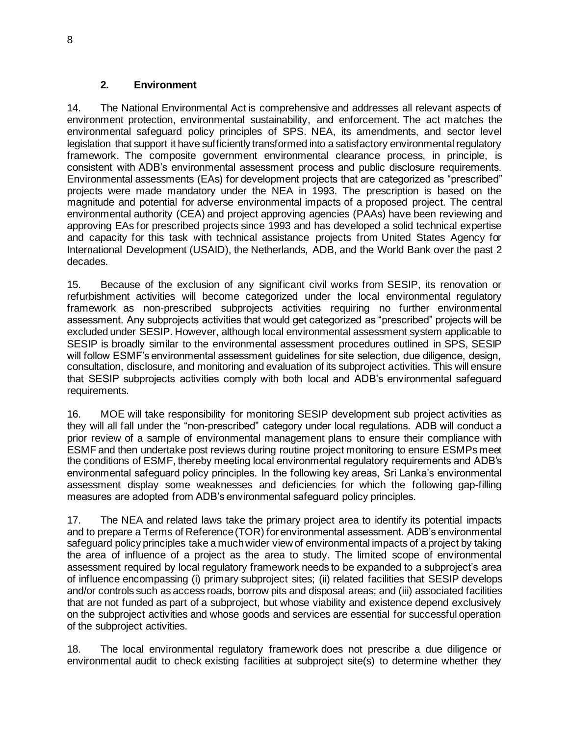### 2. Environment

14. The National Environmental Act is comprehensive and addresses all relevant aspects of environment protection, environmental sustainability, and enforcement. The act matches the environmental safeguard policy principles of SPS. NEA, its amendments, and sector level legislation that support it have sufficiently transformed into a satisfactory environmental regulatory framework. The composite government environmental clearance process, in principle, is consistent with ADB's environmental assessment process and public disclosure requirements. Environmental assessments (EAs) for development projects that are categorized as "prescribed" projects were made mandatory under the NEA in 1993. The prescription is based on the magnitude and potential for adverse environmental impacts of a proposed project. The central environmental authority (CEA) and project approving agencies (PAAs) have been reviewing and approving EAs for prescribed projects since 1993 and has developed a solid technical expertise and capacity for this task with technical assistance projects from United States Agency for International Development (USAID), the Netherlands, ADB, and the World Bank over the past 2 decades.

15. Because of the exclusion of any significant civil works from SESIP, its renovation or refurbishment activities will become categorized under the local environmental regulatory framework as non-prescribed subprojects activities requiring no further environmental assessment. Any subprojects activities that would get categorized as "prescribed" projects will be excluded under SESIP. However, although local environmental assessment system applicable to SESIP is broadly similar to the environmental assessment procedures outlined in SPS, SESIP will follow ESMF's environmental assessment guidelines for site selection, due diligence, design, consultation, disclosure, and monitoring and evaluation of its subproject activities. This will ensure that SESIP subprojects activities comply with both local and ADB's environmental safeguard requirements.

16. MOE will take responsibility for monitoring SESIP development sub project activities as they will all fall under the "non-prescribed" category under local regulations. ADB will conduct a prior review of a sample of environmental management plans to ensure their compliance with ESMF and then undertake post reviews during routine project monitoring to ensure ESMPs meet the conditions of ESMF, thereby meeting local environmental regulatory requirements and ADB's environmental safeguard policy principles. In the following key areas, Sri Lanka's environmental assessment display some weaknesses and deficiencies for which the following gap-filling measures are adopted from ADB's environmental safeguard policy principles.

17. The NEA and related laws take the primary project area to identify its potential impacts and to prepare a Terms of Reference (TOR) for environmental assessment. ADB's environmental safeguard policy principles take a much wider view of environmental impacts of a project by taking the area of influence of a project as the area to study. The limited scope of environmental assessment required by local regulatory framework needs to be expanded to a subproject's area of influence encompassing (i) primary subproject sites; (ii) related facilities that SESIP develops and/or controls such as access roads, borrow pits and disposal areas; and (iii) associated facilities that are not funded as part of a subproject, but whose viability and existence depend exclusively on the subproject activities and whose goods and services are essential for successful operation of the subproject activities.

18. The local environmental regulatory framework does not prescribe a due diligence or environmental audit to check existing facilities at subproject site(s) to determine whether they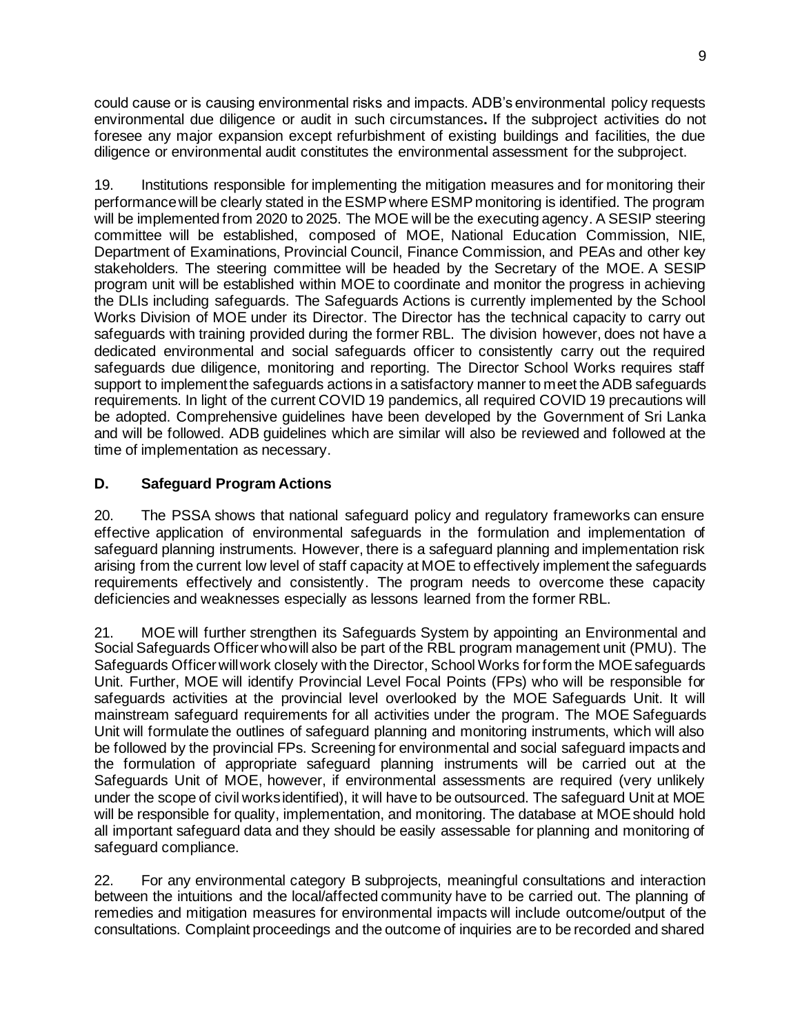could cause or is causing environmental risks and impacts. ADB's environmental policy requests environmental due diligence or audit in such circumstances**.** If the subproject activities do not foresee any major expansion except refurbishment of existing buildings and facilities, the due diligence or environmental audit constitutes the environmental assessment for the subproject.

19. Institutions responsible for implementing the mitigation measures and for monitoring their performance will be clearly stated in the ESMP where ESMP monitoring is identified. The program will be implemented from 2020 to 2025. The MOE will be the executing agency. A SESIP steering committee will be established, composed of MOE, National Education Commission, NIE, Department of Examinations, Provincial Council, Finance Commission, and PEAs and other key stakeholders. The steering committee will be headed by the Secretary of the MOE. A SESIP program unit will be established within MOE to coordinate and monitor the progress in achieving the DLIs including safeguards. The Safeguards Actions is currently implemented by the School Works Division of MOE under its Director. The Director has the technical capacity to carry out safeguards with training provided during the former RBL. The division however, does not have a dedicated environmental and social safeguards officer to consistently carry out the required safeguards due diligence, monitoring and reporting. The Director School Works requires staff support to implement the safeguards actions in a satisfactory manner to meet the ADB safeguards requirements. In light of the current COVID 19 pandemics, all required COVID 19 precautions will be adopted. Comprehensive guidelines have been developed by the Government of Sri Lanka and will be followed. ADB guidelines which are similar will also be reviewed and followed at the time of implementation as necessary.

## D. Safeguard Program Actions

20. The PSSA shows that national safeguard policy and regulatory frameworks can ensure effective application of environmental safeguards in the formulation and implementation of safeguard planning instruments. However, there is a safeguard planning and implementation risk arising from the current low level of staff capacity at MOE to effectively implement the safeguards requirements effectively and consistently. The program needs to overcome these capacity deficiencies and weaknesses especially as lessons learned from the former RBL.

21. MOE will further strengthen its Safeguards System by appointing an Environmental and Social Safeguards Officer who will also be part of the RBL program management unit (PMU). The Safeguards Officer will work closely with the Director, School Works for form the MOE safeguards Unit. Further, MOE will identify Provincial Level Focal Points (FPs) who will be responsible for safeguards activities at the provincial level overlooked by the MOE Safeguards Unit. It will mainstream safeguard requirements for all activities under the program. The MOE Safeguards Unit will formulate the outlines of safeguard planning and monitoring instruments, which will also be followed by the provincial FPs. Screening for environmental and social safeguard impacts and the formulation of appropriate safeguard planning instruments will be carried out at the Safeguards Unit of MOE, however, if environmental assessments are required (very unlikely under the scope of civil works identified), it will have to be outsourced. The safeguard Unit at MOE will be responsible for quality, implementation, and monitoring. The database at MOE should hold all important safeguard data and they should be easily assessable for planning and monitoring of safeguard compliance.

22. For any environmental category B subprojects, meaningful consultations and interaction between the intuitions and the local/affected community have to be carried out. The planning of remedies and mitigation measures for environmental impacts will include outcome/output of the consultations. Complaint proceedings and the outcome of inquiries are to be recorded and shared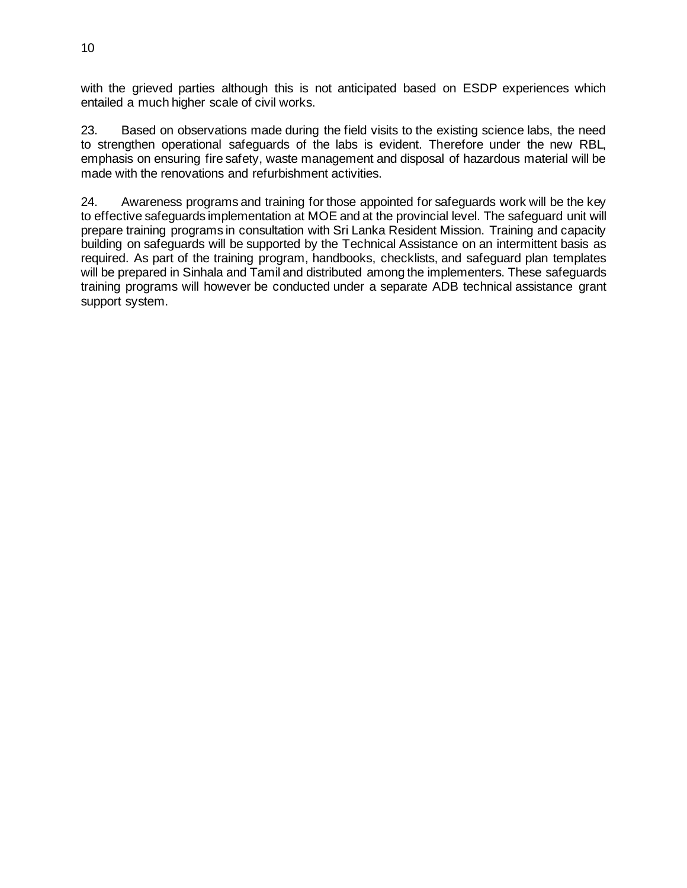with the grieved parties although this is not anticipated based on ESDP experiences which entailed a much higher scale of civil works.

23. Based on observations made during the field visits to the existing science labs, the need to strengthen operational safeguards of the labs is evident. Therefore under the new RBL, emphasis on ensuring fire safety, waste management and disposal of hazardous material will be made with the renovations and refurbishment activities.

24. Awareness programs and training for those appointed for safeguards work will be the key to effective safeguards implementation at MOE and at the provincial level. The safeguard unit will prepare training programs in consultation with Sri Lanka Resident Mission. Training and capacity building on safeguards will be supported by the Technical Assistance on an intermittent basis as required. As part of the training program, handbooks, checklists, and safeguard plan templates will be prepared in Sinhala and Tamil and distributed among the implementers. These safeguards training programs will however be conducted under a separate ADB technical assistance grant support system.